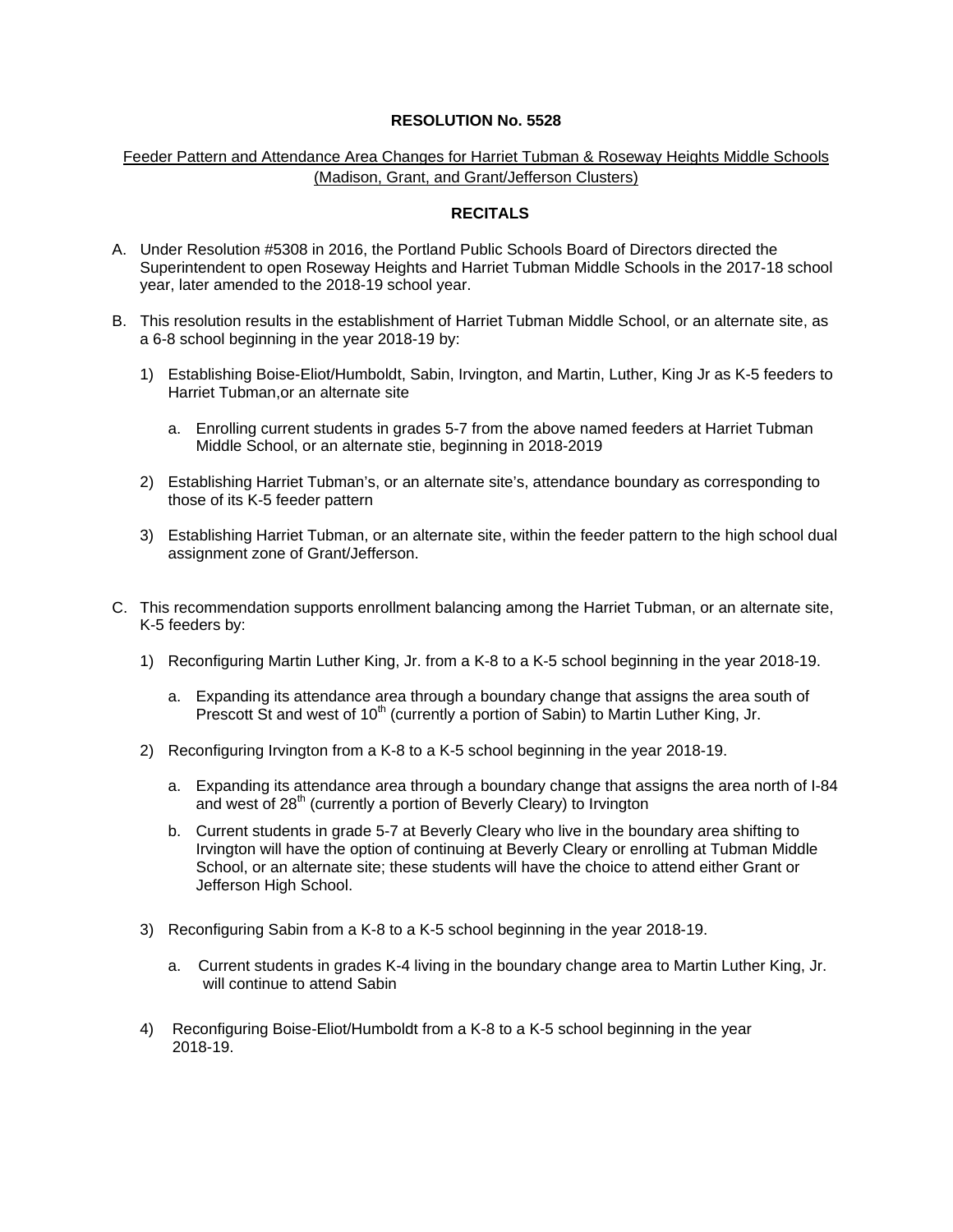**RESOLUTION No. 5528**

Feeder Pattern and Attendance Area Changes for Harriet Tubman & Roseway Heights Middle Schools (Madison, Grant, and Grant/Jefferson Clusters)

**RECITALS**

A. Under Resolution #5308 in 2016, the Portland Public Schools Board of Directors directed the Superintendent to open Roseway Heights and Harriet Tubman Middle Schools in the 2017-18 school year, later amended to the 2018-19 school year.

B. This resolution results in the establishment of Harriet Tubman Middle School, or an alternate site, as a 6-8 school beginning in the year 2018-19 by:

   1) Establishing Boise-Eliot/Humboldt, Sabin, Irvington, and Martin, Luther, King Jr as K-5 feeders to Harriet Tubman,or an alternate site

      a. Enrolling current students in grades 5-7 from the above named feeders at Harriet Tubman Middle School, or an alternate stie, beginning in 2018-2019

   2) Establishing Harriet Tubman's, or an alternate site's, attendance boundary as corresponding to those of its K-5 feeder pattern

   3) Establishing Harriet Tubman, or an alternate site, within the feeder pattern to the high school dual assignment zone of Grant/Jefferson.

C. This recommendation supports enrollment balancing among the Harriet Tubman, or an alternate site, K-5 feeders by:

   1) Reconfiguring Martin Luther King, Jr. from a K-8 to a K-5 school beginning in the year 2018-19.

      a. Expanding its attendance area through a boundary change that assigns the area south of Prescott St and west of 10th (currently a portion of Sabin) to Martin Luther King, Jr.

   2) Reconfiguring Irvington from a K-8 to a K-5 school beginning in the year 2018-19.

      a. Expanding its attendance area through a boundary change that assigns the area north of I-84 and west of 28th (currently a portion of Beverly Cleary) to Irvington

      b. Current students in grade 5-7 at Beverly Cleary who live in the boundary area shifting to Irvington will have the option of continuing at Beverly Cleary or enrolling at Tubman Middle School, or an alternate site; these students will have the choice to attend either Grant or Jefferson High School.

   3) Reconfiguring Sabin from a K-8 to a K-5 school beginning in the year 2018-19.

      a. Current students in grades K-4 living in the boundary change area to Martin Luther King, Jr. will continue to attend Sabin

   4) Reconfiguring Boise-Eliot/Humboldt from a K-8 to a K-5 school beginning in the year 2018-19.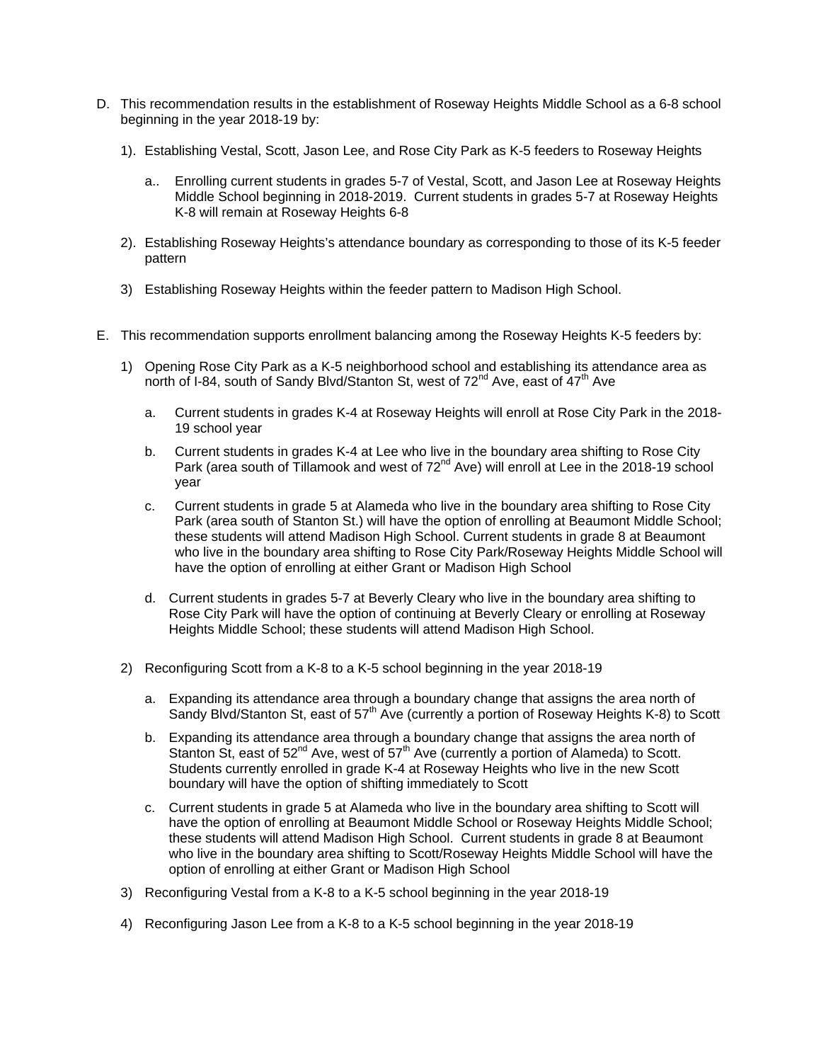D. This recommendation results in the establishment of Roseway Heights Middle School as a 6-8 school beginning in the year 2018-19 by:

   1). Establishing Vestal, Scott, Jason Lee, and Rose City Park as K-5 feeders to Roseway Heights

      a.. Enrolling current students in grades 5-7 of Vestal, Scott, and Jason Lee at Roseway Heights Middle School beginning in 2018-2019. Current students in grades 5-7 at Roseway Heights K-8 will remain at Roseway Heights 6-8

   2). Establishing Roseway Heights's attendance boundary as corresponding to those of its K-5 feeder pattern

   3) Establishing Roseway Heights within the feeder pattern to Madison High School.

E. This recommendation supports enrollment balancing among the Roseway Heights K-5 feeders by:

   1) Opening Rose City Park as a K-5 neighborhood school and establishing its attendance area as north of I-84, south of Sandy Blvd/Stanton St, west of 72nd Ave, east of 47th Ave

      a. Current students in grades K-4 at Roseway Heights will enroll at Rose City Park in the 2018-19 school year

      b. Current students in grades K-4 at Lee who live in the boundary area shifting to Rose City Park (area south of Tillamook and west of 72nd Ave) will enroll at Lee in the 2018-19 school year

      c. Current students in grade 5 at Alameda who live in the boundary area shifting to Rose City Park (area south of Stanton St.) will have the option of enrolling at Beaumont Middle School; these students will attend Madison High School. Current students in grade 8 at Beaumont who live in the boundary area shifting to Rose City Park/Roseway Heights Middle School will have the option of enrolling at either Grant or Madison High School

      d. Current students in grades 5-7 at Beverly Cleary who live in the boundary area shifting to Rose City Park will have the option of continuing at Beverly Cleary or enrolling at Roseway Heights Middle School; these students will attend Madison High School.

   2) Reconfiguring Scott from a K-8 to a K-5 school beginning in the year 2018-19

      a. Expanding its attendance area through a boundary change that assigns the area north of Sandy Blvd/Stanton St, east of 57th Ave (currently a portion of Roseway Heights K-8) to Scott

      b. Expanding its attendance area through a boundary change that assigns the area north of Stanton St, east of 52nd Ave, west of 57th Ave (currently a portion of Alameda) to Scott. Students currently enrolled in grade K-4 at Roseway Heights who live in the new Scott boundary will have the option of shifting immediately to Scott

      c. Current students in grade 5 at Alameda who live in the boundary area shifting to Scott will have the option of enrolling at Beaumont Middle School or Roseway Heights Middle School; these students will attend Madison High School. Current students in grade 8 at Beaumont who live in the boundary area shifting to Scott/Roseway Heights Middle School will have the option of enrolling at either Grant or Madison High School

   3) Reconfiguring Vestal from a K-8 to a K-5 school beginning in the year 2018-19

   4) Reconfiguring Jason Lee from a K-8 to a K-5 school beginning in the year 2018-19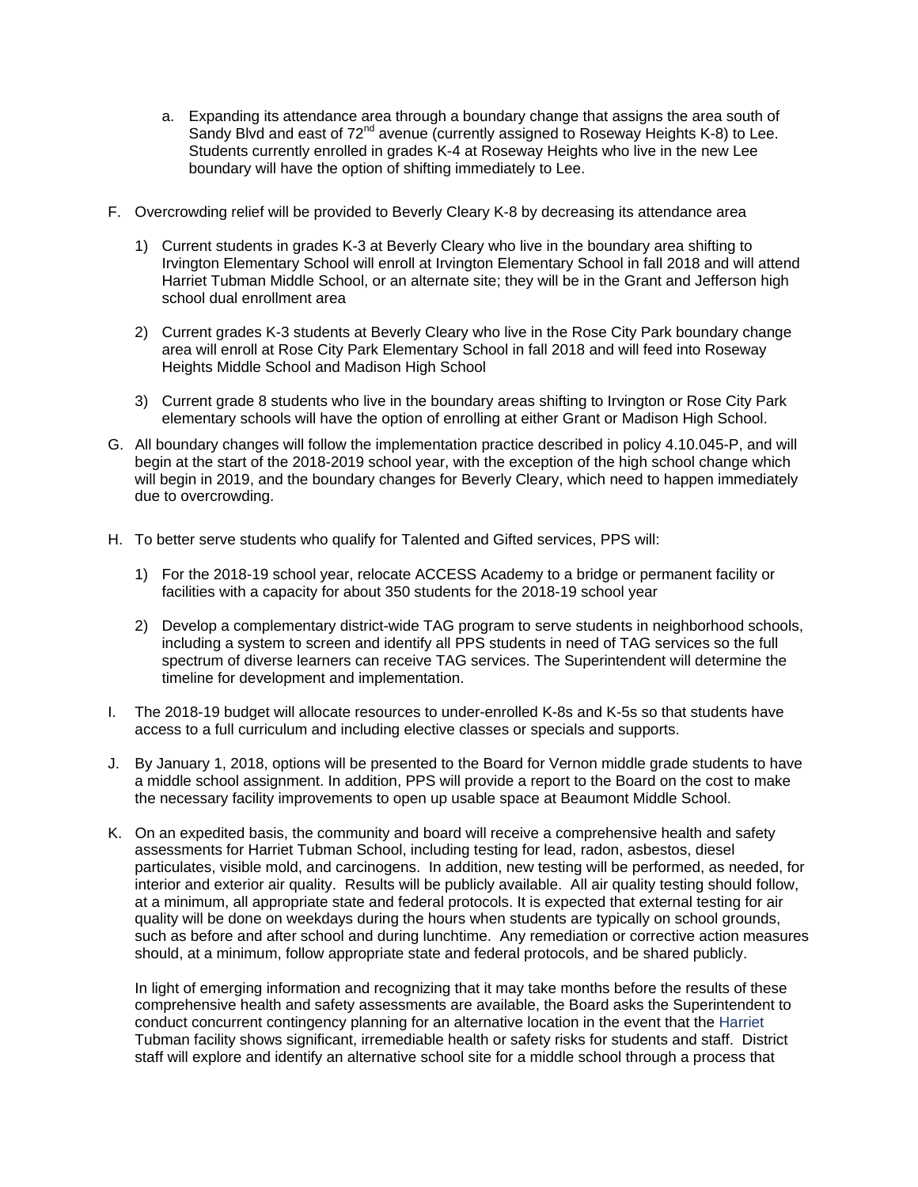a. Expanding its attendance area through a boundary change that assigns the area south of Sandy Blvd and east of 72nd avenue (currently assigned to Roseway Heights K-8) to Lee. Students currently enrolled in grades K-4 at Roseway Heights who live in the new Lee boundary will have the option of shifting immediately to Lee.

F. Overcrowding relief will be provided to Beverly Cleary K-8 by decreasing its attendance area

1) Current students in grades K-3 at Beverly Cleary who live in the boundary area shifting to Irvington Elementary School will enroll at Irvington Elementary School in fall 2018 and will attend Harriet Tubman Middle School, or an alternate site; they will be in the Grant and Jefferson high school dual enrollment area

2) Current grades K-3 students at Beverly Cleary who live in the Rose City Park boundary change area will enroll at Rose City Park Elementary School in fall 2018 and will feed into Roseway Heights Middle School and Madison High School

3) Current grade 8 students who live in the boundary areas shifting to Irvington or Rose City Park elementary schools will have the option of enrolling at either Grant or Madison High School.

G. All boundary changes will follow the implementation practice described in policy 4.10.045-P, and will begin at the start of the 2018-2019 school year, with the exception of the high school change which will begin in 2019, and the boundary changes for Beverly Cleary, which need to happen immediately due to overcrowding.

H. To better serve students who qualify for Talented and Gifted services, PPS will:

1) For the 2018-19 school year, relocate ACCESS Academy to a bridge or permanent facility or facilities with a capacity for about 350 students for the 2018-19 school year

2) Develop a complementary district-wide TAG program to serve students in neighborhood schools, including a system to screen and identify all PPS students in need of TAG services so the full spectrum of diverse learners can receive TAG services. The Superintendent will determine the timeline for development and implementation.

I. The 2018-19 budget will allocate resources to under-enrolled K-8s and K-5s so that students have access to a full curriculum and including elective classes or specials and supports.

J. By January 1, 2018, options will be presented to the Board for Vernon middle grade students to have a middle school assignment. In addition, PPS will provide a report to the Board on the cost to make the necessary facility improvements to open up usable space at Beaumont Middle School.

K. On an expedited basis, the community and board will receive a comprehensive health and safety assessments for Harriet Tubman School, including testing for lead, radon, asbestos, diesel particulates, visible mold, and carcinogens. In addition, new testing will be performed, as needed, for interior and exterior air quality. Results will be publicly available. All air quality testing should follow, at a minimum, all appropriate state and federal protocols. It is expected that external testing for air quality will be done on weekdays during the hours when students are typically on school grounds, such as before and after school and during lunchtime. Any remediation or corrective action measures should, at a minimum, follow appropriate state and federal protocols, and be shared publicly.

In light of emerging information and recognizing that it may take months before the results of these comprehensive health and safety assessments are available, the Board asks the Superintendent to conduct concurrent contingency planning for an alternative location in the event that the Harriet Tubman facility shows significant, irremediable health or safety risks for students and staff. District staff will explore and identify an alternative school site for a middle school through a process that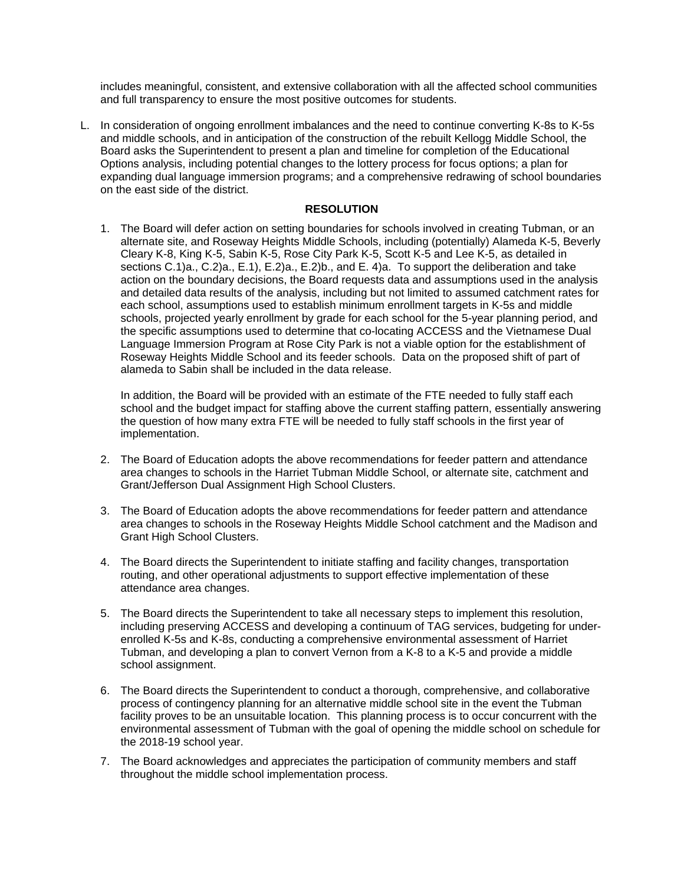includes meaningful, consistent, and extensive collaboration with all the affected school communities and full transparency to ensure the most positive outcomes for students.

L. In consideration of ongoing enrollment imbalances and the need to continue converting K-8s to K-5s and middle schools, and in anticipation of the construction of the rebuilt Kellogg Middle School, the Board asks the Superintendent to present a plan and timeline for completion of the Educational Options analysis, including potential changes to the lottery process for focus options; a plan for expanding dual language immersion programs; and a comprehensive redrawing of school boundaries on the east side of the district.

## RESOLUTION

1. The Board will defer action on setting boundaries for schools involved in creating Tubman, or an alternate site, and Roseway Heights Middle Schools, including (potentially) Alameda K-5, Beverly Cleary K-8, King K-5, Sabin K-5, Rose City Park K-5, Scott K-5 and Lee K-5, as detailed in sections C.1)a., C.2)a., E.1), E.2)a., E.2)b., and E. 4)a. To support the deliberation and take action on the boundary decisions, the Board requests data and assumptions used in the analysis and detailed data results of the analysis, including but not limited to assumed catchment rates for each school, assumptions used to establish minimum enrollment targets in K-5s and middle schools, projected yearly enrollment by grade for each school for the 5-year planning period, and the specific assumptions used to determine that co-locating ACCESS and the Vietnamese Dual Language Immersion Program at Rose City Park is not a viable option for the establishment of Roseway Heights Middle School and its feeder schools. Data on the proposed shift of part of alameda to Sabin shall be included in the data release.

   In addition, the Board will be provided with an estimate of the FTE needed to fully staff each school and the budget impact for staffing above the current staffing pattern, essentially answering the question of how many extra FTE will be needed to fully staff schools in the first year of implementation.

2. The Board of Education adopts the above recommendations for feeder pattern and attendance area changes to schools in the Harriet Tubman Middle School, or alternate site, catchment and Grant/Jefferson Dual Assignment High School Clusters.

3. The Board of Education adopts the above recommendations for feeder pattern and attendance area changes to schools in the Roseway Heights Middle School catchment and the Madison and Grant High School Clusters.

4. The Board directs the Superintendent to initiate staffing and facility changes, transportation routing, and other operational adjustments to support effective implementation of these attendance area changes.

5. The Board directs the Superintendent to take all necessary steps to implement this resolution, including preserving ACCESS and developing a continuum of TAG services, budgeting for under-enrolled K-5s and K-8s, conducting a comprehensive environmental assessment of Harriet Tubman, and developing a plan to convert Vernon from a K-8 to a K-5 and provide a middle school assignment.

6. The Board directs the Superintendent to conduct a thorough, comprehensive, and collaborative process of contingency planning for an alternative middle school site in the event the Tubman facility proves to be an unsuitable location. This planning process is to occur concurrent with the environmental assessment of Tubman with the goal of opening the middle school on schedule for the 2018-19 school year.

7. The Board acknowledges and appreciates the participation of community members and staff throughout the middle school implementation process.